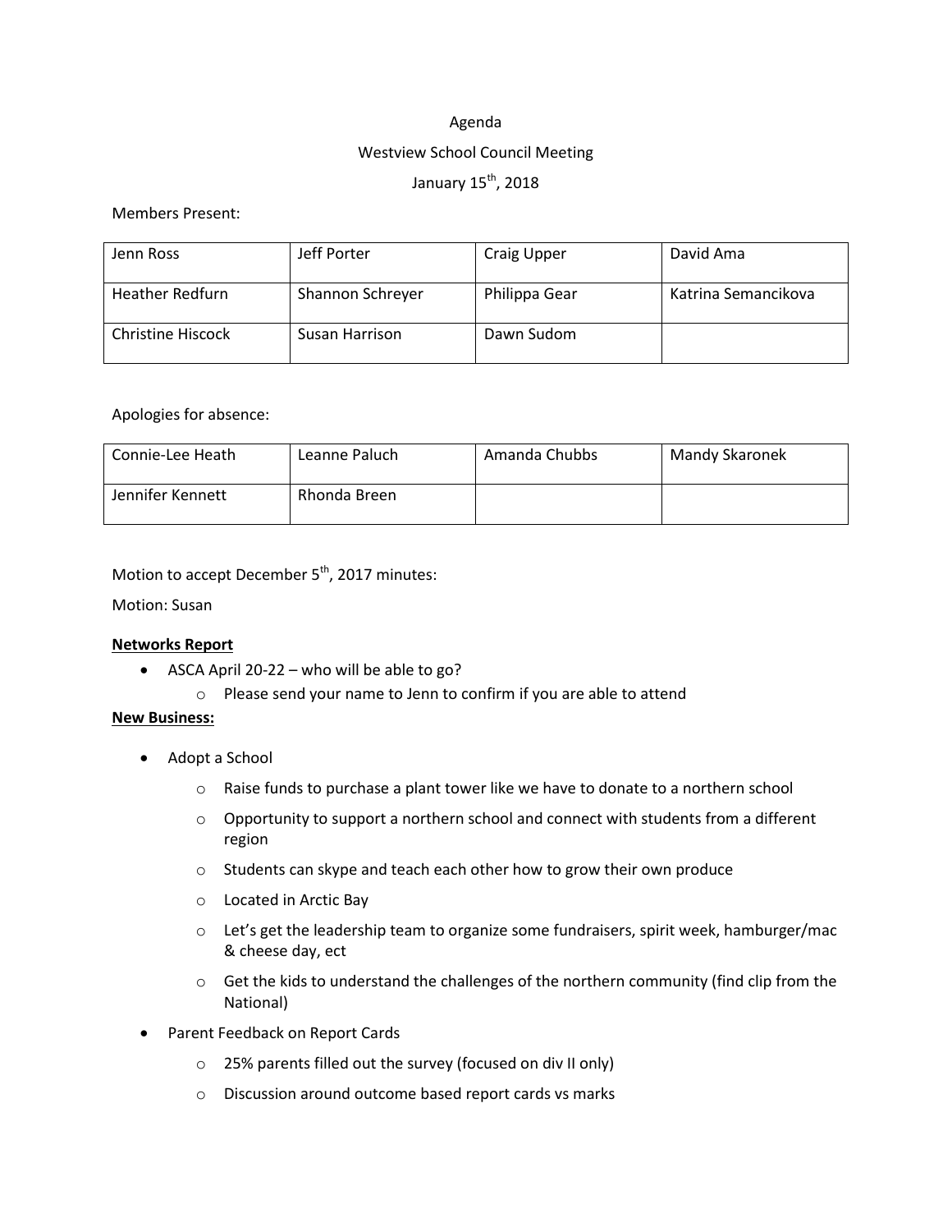Agenda

Westview School Council Meeting

January 15th, 2018

Members Present:

| Jenn Ross | Jeff Porter | Craig Upper | David Ama |
|---|---|---|---|
| Heather Redfurn | Shannon Schreyer | Philippa Gear | Katrina Semancikova |
| Christine Hiscock | Susan Harrison | Dawn Sudom | |

Apologies for absence:

| Connie-Lee Heath | Leanne Paluch | Amanda Chubbs | Mandy Skaronek |
|---|---|---|---|
| Jennifer Kennett | Rhonda Breen | | |

Motion to accept December 5th, 2017 minutes:

Motion: Susan

**Networks Report**

- ASCA April 20-22 – who will be able to go?
  - Please send your name to Jenn to confirm if you are able to attend

**New Business:**

- Adopt a School
  - Raise funds to purchase a plant tower like we have to donate to a northern school
  - Opportunity to support a northern school and connect with students from a different region
  - Students can skype and teach each other how to grow their own produce
  - Located in Arctic Bay
  - Let's get the leadership team to organize some fundraisers, spirit week, hamburger/mac & cheese day, ect
  - Get the kids to understand the challenges of the northern community (find clip from the National)
- Parent Feedback on Report Cards
  - 25% parents filled out the survey (focused on div II only)
  - Discussion around outcome based report cards vs marks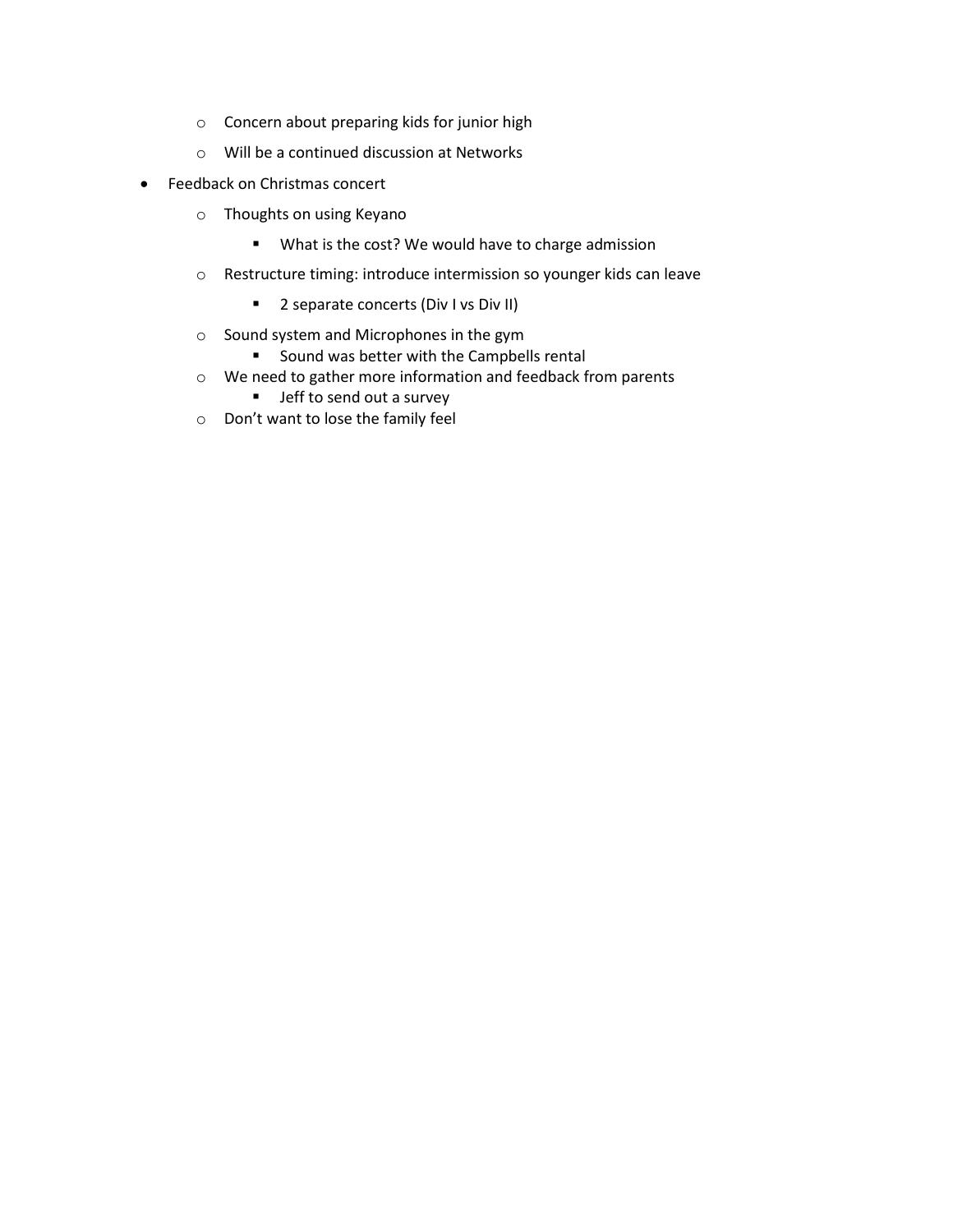- Concern about preparing kids for junior high
  - Will be a continued discussion at Networks
- Feedback on Christmas concert
  - Thoughts on using Keyano
    - What is the cost? We would have to charge admission
  - Restructure timing: introduce intermission so younger kids can leave
    - 2 separate concerts (Div I vs Div II)
  - Sound system and Microphones in the gym
    - Sound was better with the Campbells rental
  - We need to gather more information and feedback from parents
    - Jeff to send out a survey
  - Don't want to lose the family feel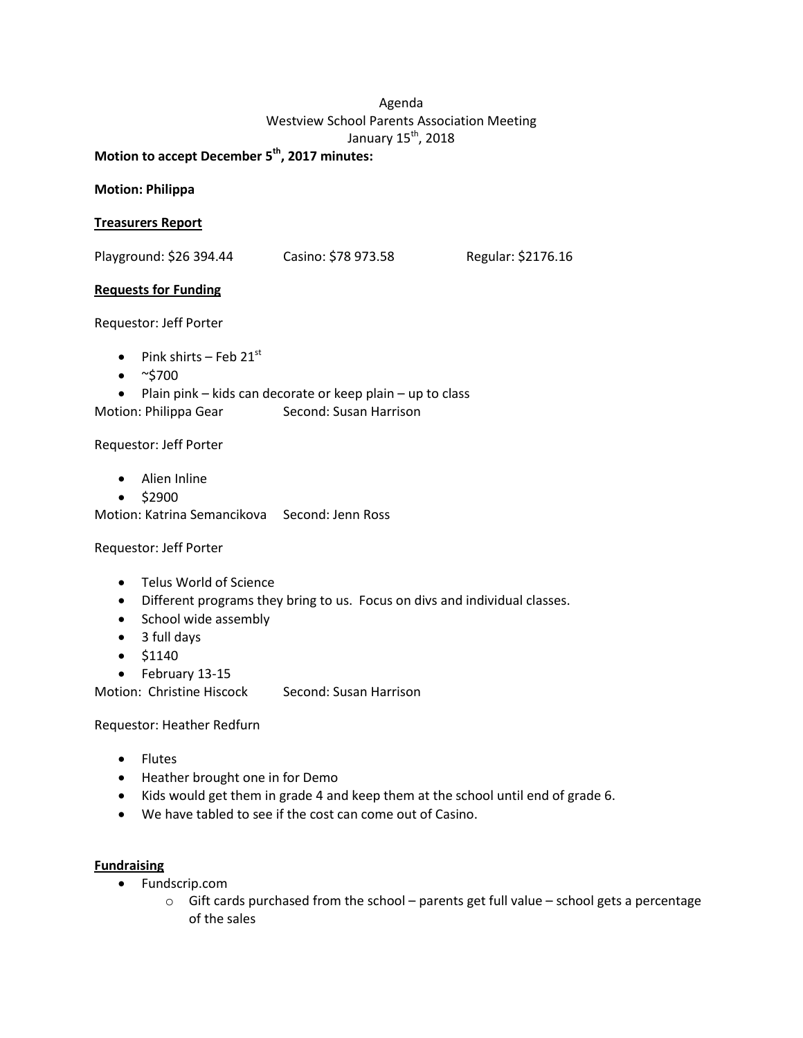Agenda
Westview School Parents Association Meeting
January 15th, 2018

**Motion to accept December 5th, 2017 minutes:**

**Motion: Philippa**

**Treasurers Report**

Playground: $26 394.44 Casino: $78 973.58 Regular: $2176.16

**Requests for Funding**

Requestor: Jeff Porter

- Pink shirts – Feb 21st
- ~$700
- Plain pink – kids can decorate or keep plain – up to class

Motion: Philippa Gear Second: Susan Harrison

Requestor: Jeff Porter

- Alien Inline
- $2900

Motion: Katrina Semancikova Second: Jenn Ross

Requestor: Jeff Porter

- Telus World of Science
- Different programs they bring to us. Focus on divs and individual classes.
- School wide assembly
- 3 full days
- $1140
- February 13-15

Motion: Christine Hiscock Second: Susan Harrison

Requestor: Heather Redfurn

- Flutes
- Heather brought one in for Demo
- Kids would get them in grade 4 and keep them at the school until end of grade 6.
- We have tabled to see if the cost can come out of Casino.

**Fundraising**

- Fundscrip.com
  - Gift cards purchased from the school – parents get full value – school gets a percentage of the sales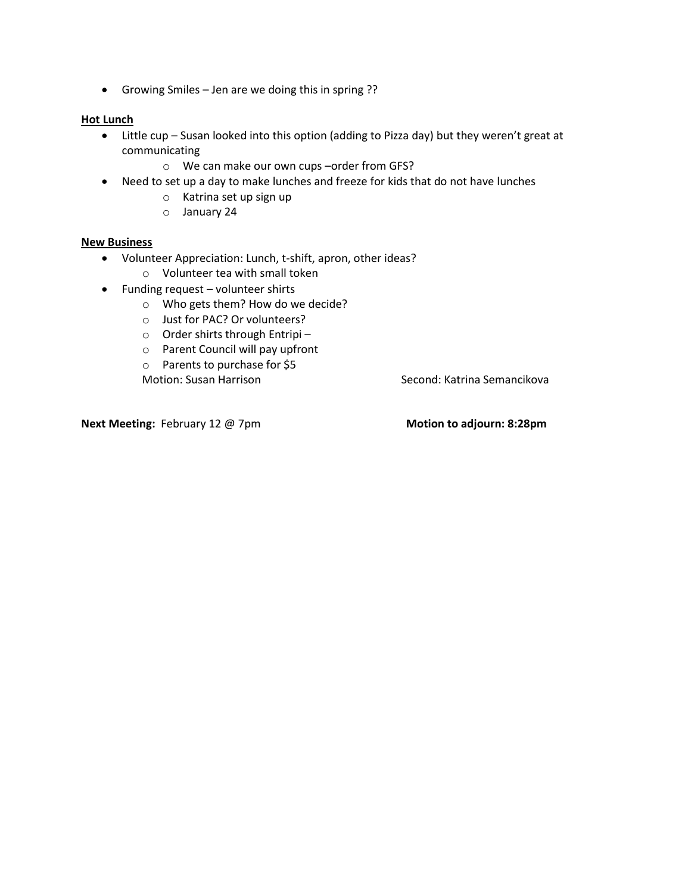- Growing Smiles – Jen are we doing this in spring ??

**Hot Lunch**

- Little cup – Susan looked into this option (adding to Pizza day) but they weren't great at communicating
  - We can make our own cups –order from GFS?
- Need to set up a day to make lunches and freeze for kids that do not have lunches
  - Katrina set up sign up
  - January 24

**New Business**

- Volunteer Appreciation: Lunch, t-shift, apron, other ideas?
  - Volunteer tea with small token
- Funding request – volunteer shirts
  - Who gets them? How do we decide?
  - Just for PAC? Or volunteers?
  - Order shirts through Entripi –
  - Parent Council will pay upfront
  - Parents to purchase for $5

  Motion: Susan Harrison Second: Katrina Semancikova

**Next Meeting:** February 12 @ 7pm

**Motion to adjourn: 8:28pm**